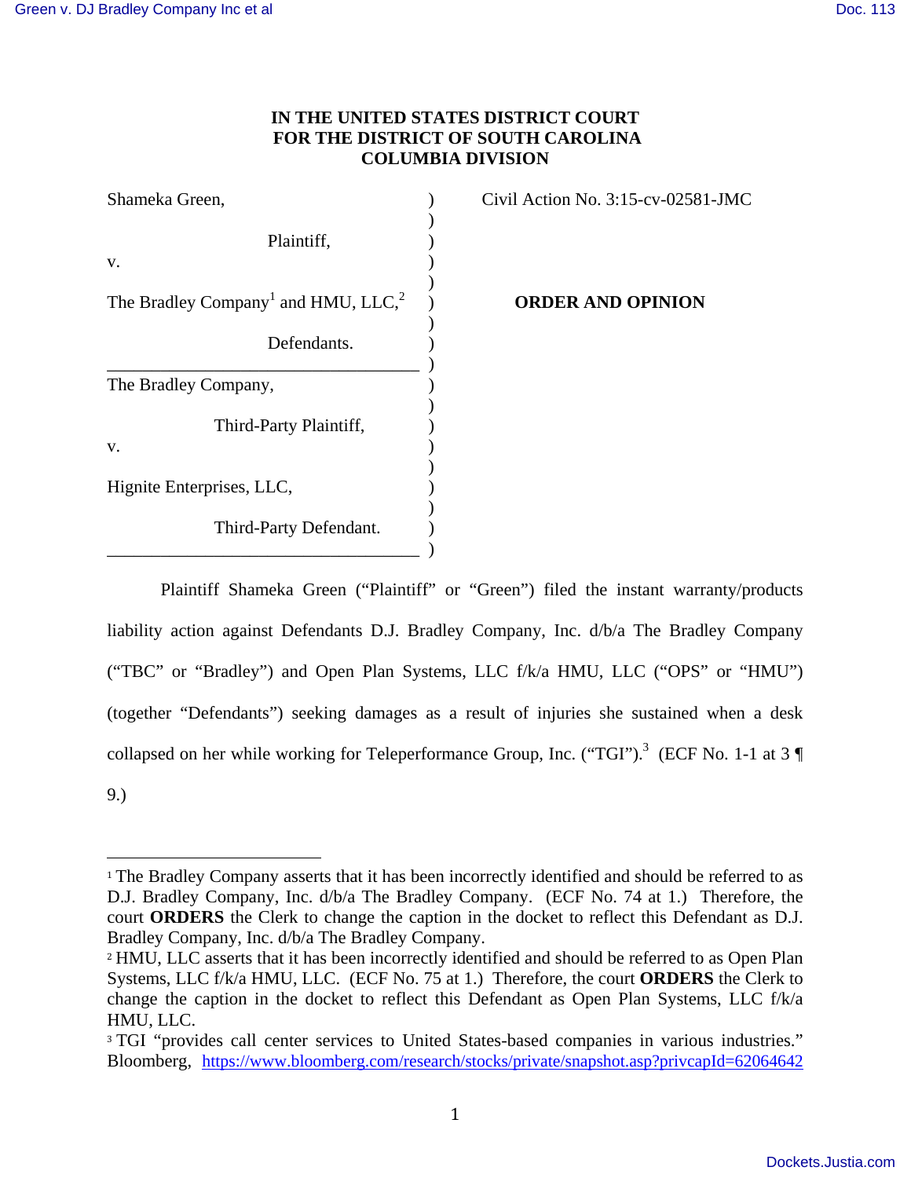**IN THE UNITED STATES DISTRICT COURT**
**FOR THE DISTRICT OF SOUTH CAROLINA**
**COLUMBIA DIVISION**

| | | |
|---|---|---|
| Shameka Green, | ) | Civil Action No. 3:15-cv-02581-JMC |
| Plaintiff, | ) | |
| v. | ) | |
| The Bradley Company[1] and HMU, LLC,[2] | ) | **ORDER AND OPINION** |
| Defendants. | ) | |
| The Bradley Company, | ) | |
| Third-Party Plaintiff, | ) | |
| v. | ) | |
| Hignite Enterprises, LLC, | ) | |
| Third-Party Defendant. | ) | |

Plaintiff Shameka Green ("Plaintiff" or "Green") filed the instant warranty/products liability action against Defendants D.J. Bradley Company, Inc. d/b/a The Bradley Company ("TBC" or "Bradley") and Open Plan Systems, LLC f/k/a HMU, LLC ("OPS" or "HMU") (together "Defendants") seeking damages as a result of injuries she sustained when a desk collapsed on her while working for Teleperformance Group, Inc. ("TGI").[3] (ECF No. 1-1 at 3 ¶ 9.)

---

[1] The Bradley Company asserts that it has been incorrectly identified and should be referred to as D.J. Bradley Company, Inc. d/b/a The Bradley Company. (ECF No. 74 at 1.) Therefore, the court **ORDERS** the Clerk to change the caption in the docket to reflect this Defendant as D.J. Bradley Company, Inc. d/b/a The Bradley Company.

[2] HMU, LLC asserts that it has been incorrectly identified and should be referred to as Open Plan Systems, LLC f/k/a HMU, LLC. (ECF No. 75 at 1.) Therefore, the court **ORDERS** the Clerk to change the caption in the docket to reflect this Defendant as Open Plan Systems, LLC f/k/a HMU, LLC.

[3] TGI "provides call center services to United States-based companies in various industries." Bloomberg, https://www.bloomberg.com/research/stocks/private/snapshot.asp?privcapId=62064642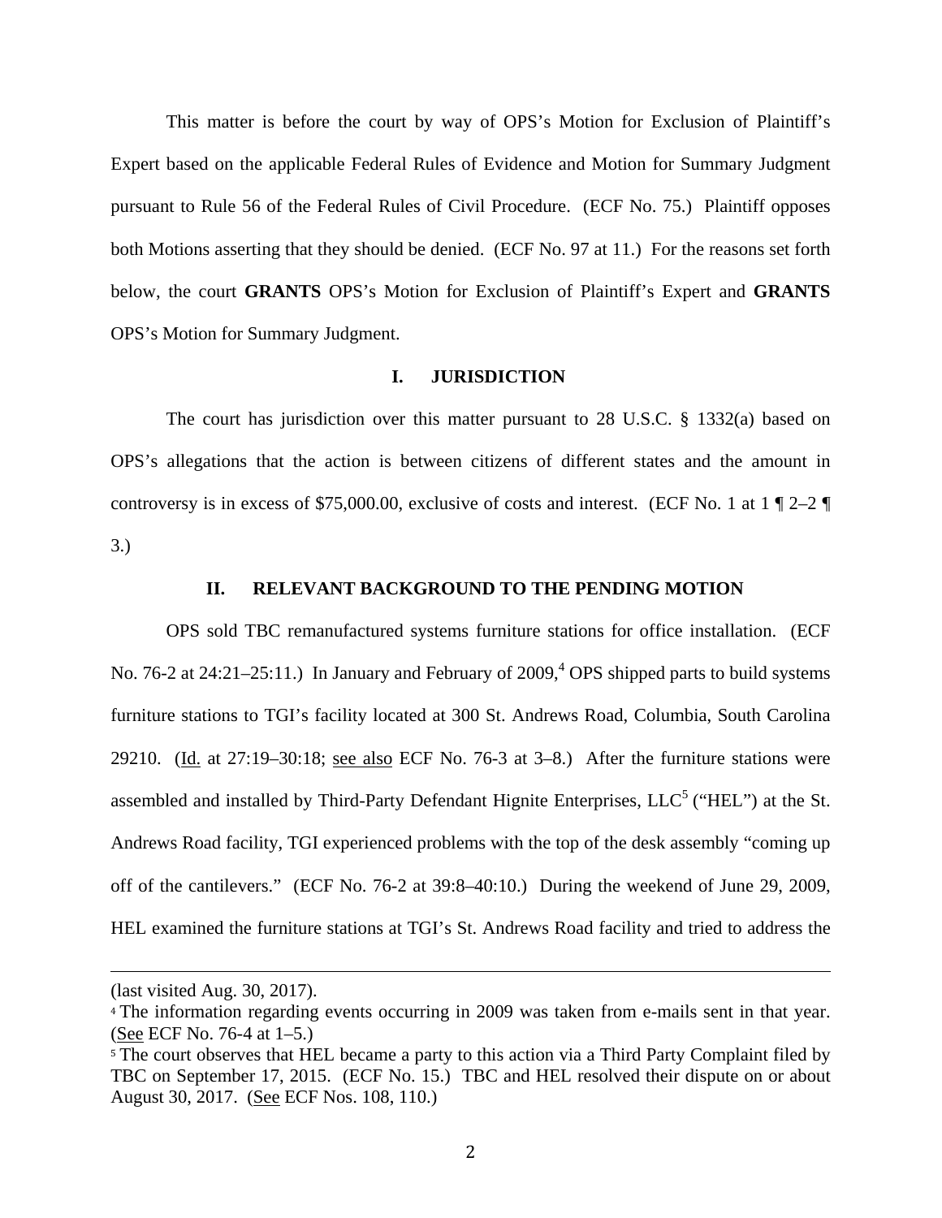This matter is before the court by way of OPS's Motion for Exclusion of Plaintiff's Expert based on the applicable Federal Rules of Evidence and Motion for Summary Judgment pursuant to Rule 56 of the Federal Rules of Civil Procedure. (ECF No. 75.) Plaintiff opposes both Motions asserting that they should be denied. (ECF No. 97 at 11.) For the reasons set forth below, the court **GRANTS** OPS's Motion for Exclusion of Plaintiff's Expert and **GRANTS** OPS's Motion for Summary Judgment.

## I. JURISDICTION

The court has jurisdiction over this matter pursuant to 28 U.S.C. § 1332(a) based on OPS's allegations that the action is between citizens of different states and the amount in controversy is in excess of $75,000.00, exclusive of costs and interest. (ECF No. 1 at 1 ¶ 2–2 ¶ 3.)

## II. RELEVANT BACKGROUND TO THE PENDING MOTION

OPS sold TBC remanufactured systems furniture stations for office installation. (ECF No. 76-2 at 24:21–25:11.) In January and February of 2009,[4] OPS shipped parts to build systems furniture stations to TGI's facility located at 300 St. Andrews Road, Columbia, South Carolina 29210. (Id. at 27:19–30:18; see also ECF No. 76-3 at 3–8.) After the furniture stations were assembled and installed by Third-Party Defendant Hignite Enterprises, LLC[5] ("HEL") at the St. Andrews Road facility, TGI experienced problems with the top of the desk assembly "coming up off of the cantilevers." (ECF No. 76-2 at 39:8–40:10.) During the weekend of June 29, 2009, HEL examined the furniture stations at TGI's St. Andrews Road facility and tried to address the

---

(last visited Aug. 30, 2017).

[4] The information regarding events occurring in 2009 was taken from e-mails sent in that year. (See ECF No. 76-4 at 1–5.)

[5] The court observes that HEL became a party to this action via a Third Party Complaint filed by TBC on September 17, 2015. (ECF No. 15.) TBC and HEL resolved their dispute on or about August 30, 2017. (See ECF Nos. 108, 110.)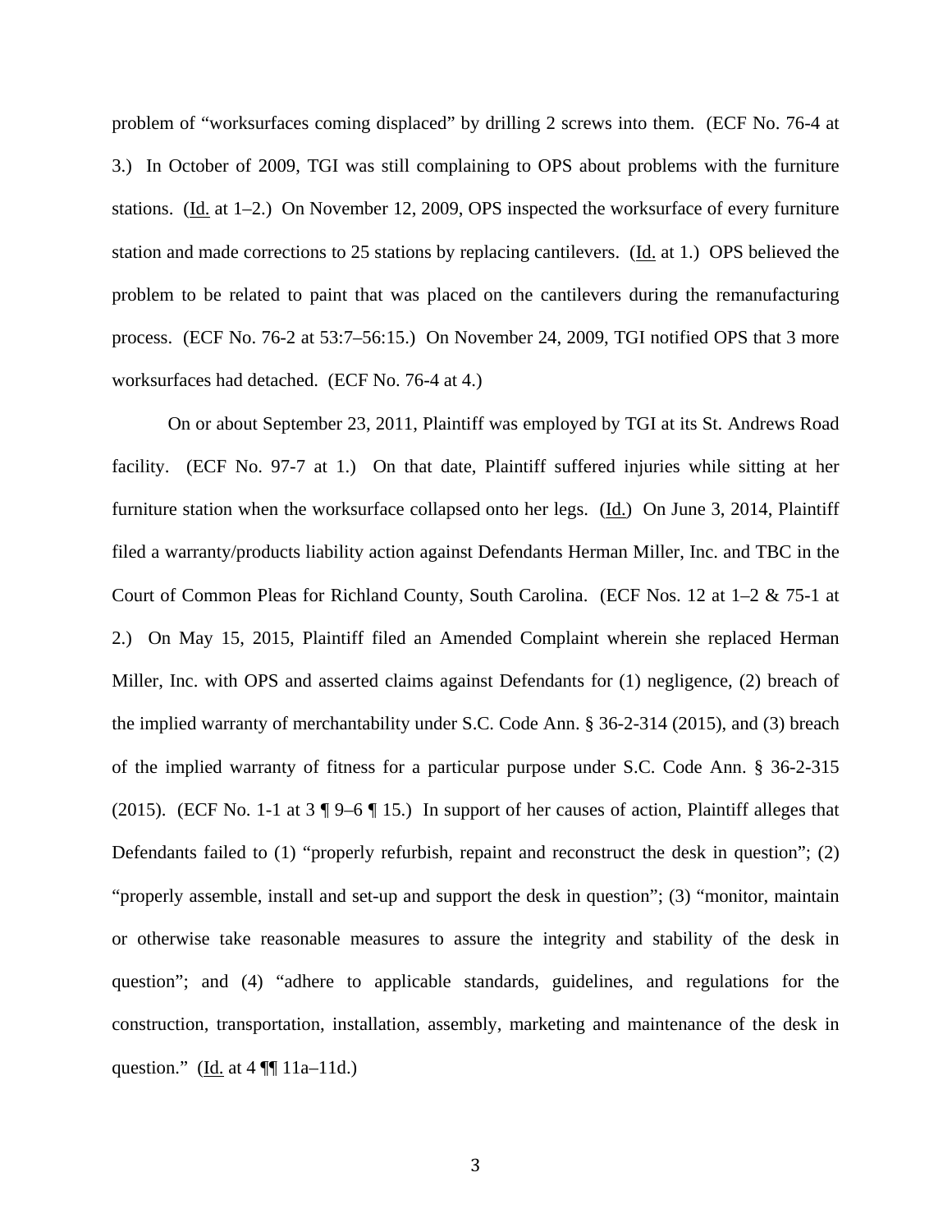problem of "worksurfaces coming displaced" by drilling 2 screws into them. (ECF No. 76-4 at 3.) In October of 2009, TGI was still complaining to OPS about problems with the furniture stations. (Id. at 1–2.) On November 12, 2009, OPS inspected the worksurface of every furniture station and made corrections to 25 stations by replacing cantilevers. (Id. at 1.) OPS believed the problem to be related to paint that was placed on the cantilevers during the remanufacturing process. (ECF No. 76-2 at 53:7–56:15.) On November 24, 2009, TGI notified OPS that 3 more worksurfaces had detached. (ECF No. 76-4 at 4.)

On or about September 23, 2011, Plaintiff was employed by TGI at its St. Andrews Road facility. (ECF No. 97-7 at 1.) On that date, Plaintiff suffered injuries while sitting at her furniture station when the worksurface collapsed onto her legs. (Id.) On June 3, 2014, Plaintiff filed a warranty/products liability action against Defendants Herman Miller, Inc. and TBC in the Court of Common Pleas for Richland County, South Carolina. (ECF Nos. 12 at 1–2 & 75-1 at 2.) On May 15, 2015, Plaintiff filed an Amended Complaint wherein she replaced Herman Miller, Inc. with OPS and asserted claims against Defendants for (1) negligence, (2) breach of the implied warranty of merchantability under S.C. Code Ann. § 36-2-314 (2015), and (3) breach of the implied warranty of fitness for a particular purpose under S.C. Code Ann. § 36-2-315 (2015). (ECF No. 1-1 at 3 ¶ 9–6 ¶ 15.) In support of her causes of action, Plaintiff alleges that Defendants failed to (1) "properly refurbish, repaint and reconstruct the desk in question"; (2) "properly assemble, install and set-up and support the desk in question"; (3) "monitor, maintain or otherwise take reasonable measures to assure the integrity and stability of the desk in question"; and (4) "adhere to applicable standards, guidelines, and regulations for the construction, transportation, installation, assembly, marketing and maintenance of the desk in question." (Id. at 4 ¶¶ 11a–11d.)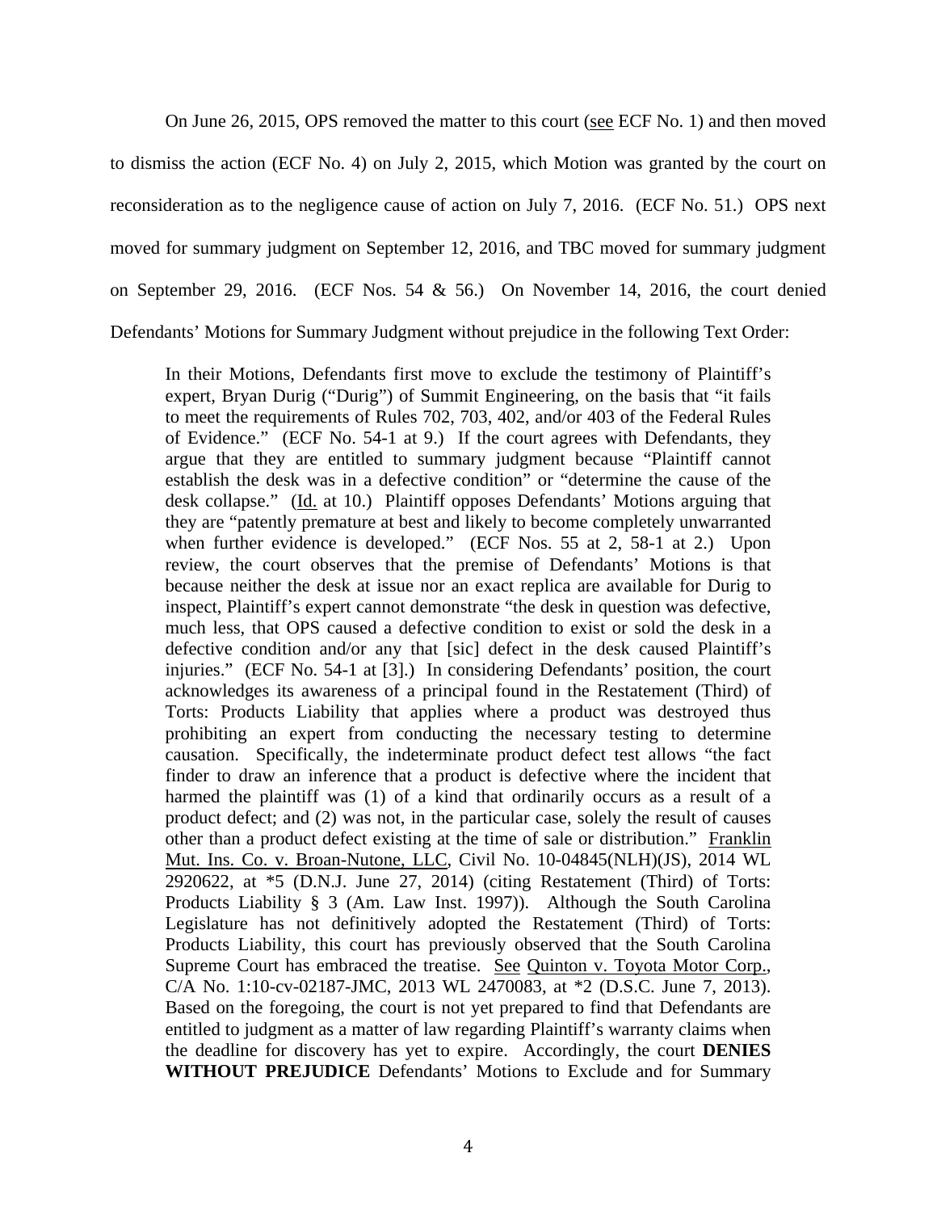On June 26, 2015, OPS removed the matter to this court (see ECF No. 1) and then moved to dismiss the action (ECF No. 4) on July 2, 2015, which Motion was granted by the court on reconsideration as to the negligence cause of action on July 7, 2016. (ECF No. 51.) OPS next moved for summary judgment on September 12, 2016, and TBC moved for summary judgment on September 29, 2016. (ECF Nos. 54 & 56.) On November 14, 2016, the court denied Defendants' Motions for Summary Judgment without prejudice in the following Text Order:

> In their Motions, Defendants first move to exclude the testimony of Plaintiff's expert, Bryan Durig ("Durig") of Summit Engineering, on the basis that "it fails to meet the requirements of Rules 702, 703, 402, and/or 403 of the Federal Rules of Evidence." (ECF No. 54-1 at 9.) If the court agrees with Defendants, they argue that they are entitled to summary judgment because "Plaintiff cannot establish the desk was in a defective condition" or "determine the cause of the desk collapse." (Id. at 10.) Plaintiff opposes Defendants' Motions arguing that they are "patently premature at best and likely to become completely unwarranted when further evidence is developed." (ECF Nos. 55 at 2, 58-1 at 2.) Upon review, the court observes that the premise of Defendants' Motions is that because neither the desk at issue nor an exact replica are available for Durig to inspect, Plaintiff's expert cannot demonstrate "the desk in question was defective, much less, that OPS caused a defective condition to exist or sold the desk in a defective condition and/or any that [sic] defect in the desk caused Plaintiff's injuries." (ECF No. 54-1 at [3].) In considering Defendants' position, the court acknowledges its awareness of a principal found in the Restatement (Third) of Torts: Products Liability that applies where a product was destroyed thus prohibiting an expert from conducting the necessary testing to determine causation. Specifically, the indeterminate product defect test allows "the fact finder to draw an inference that a product is defective where the incident that harmed the plaintiff was (1) of a kind that ordinarily occurs as a result of a product defect; and (2) was not, in the particular case, solely the result of causes other than a product defect existing at the time of sale or distribution." Franklin Mut. Ins. Co. v. Broan-Nutone, LLC, Civil No. 10-04845(NLH)(JS), 2014 WL 2920622, at *5 (D.N.J. June 27, 2014) (citing Restatement (Third) of Torts: Products Liability § 3 (Am. Law Inst. 1997)). Although the South Carolina Legislature has not definitively adopted the Restatement (Third) of Torts: Products Liability, this court has previously observed that the South Carolina Supreme Court has embraced the treatise. See Quinton v. Toyota Motor Corp., C/A No. 1:10-cv-02187-JMC, 2013 WL 2470083, at *2 (D.S.C. June 7, 2013). Based on the foregoing, the court is not yet prepared to find that Defendants are entitled to judgment as a matter of law regarding Plaintiff's warranty claims when the deadline for discovery has yet to expire. Accordingly, the court **DENIES WITHOUT PREJUDICE** Defendants' Motions to Exclude and for Summary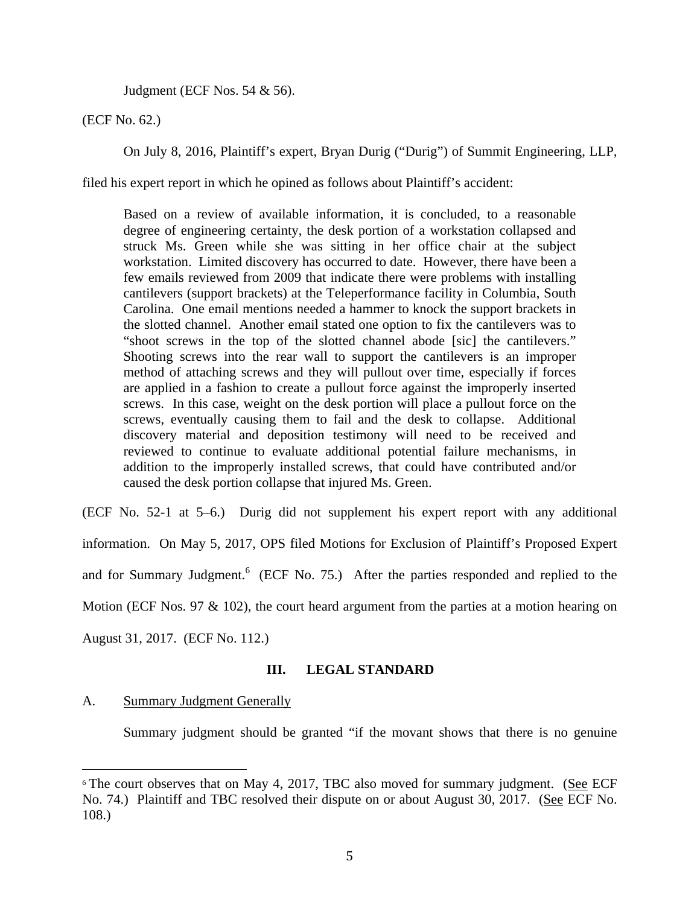Judgment (ECF Nos. 54 & 56).

(ECF No. 62.)

On July 8, 2016, Plaintiff's expert, Bryan Durig ("Durig") of Summit Engineering, LLP, filed his expert report in which he opined as follows about Plaintiff's accident:

> Based on a review of available information, it is concluded, to a reasonable degree of engineering certainty, the desk portion of a workstation collapsed and struck Ms. Green while she was sitting in her office chair at the subject workstation. Limited discovery has occurred to date. However, there have been a few emails reviewed from 2009 that indicate there were problems with installing cantilevers (support brackets) at the Teleperformance facility in Columbia, South Carolina. One email mentions needed a hammer to knock the support brackets in the slotted channel. Another email stated one option to fix the cantilevers was to "shoot screws in the top of the slotted channel abode [sic] the cantilevers." Shooting screws into the rear wall to support the cantilevers is an improper method of attaching screws and they will pullout over time, especially if forces are applied in a fashion to create a pullout force against the improperly inserted screws. In this case, weight on the desk portion will place a pullout force on the screws, eventually causing them to fail and the desk to collapse. Additional discovery material and deposition testimony will need to be received and reviewed to continue to evaluate additional potential failure mechanisms, in addition to the improperly installed screws, that could have contributed and/or caused the desk portion collapse that injured Ms. Green.

(ECF No. 52-1 at 5–6.) Durig did not supplement his expert report with any additional information. On May 5, 2017, OPS filed Motions for Exclusion of Plaintiff's Proposed Expert and for Summary Judgment.[6] (ECF No. 75.) After the parties responded and replied to the Motion (ECF Nos. 97 & 102), the court heard argument from the parties at a motion hearing on August 31, 2017. (ECF No. 112.)

## III. LEGAL STANDARD

A. Summary Judgment Generally

Summary judgment should be granted "if the movant shows that there is no genuine

---

[6] The court observes that on May 4, 2017, TBC also moved for summary judgment. (See ECF No. 74.) Plaintiff and TBC resolved their dispute on or about August 30, 2017. (See ECF No. 108.)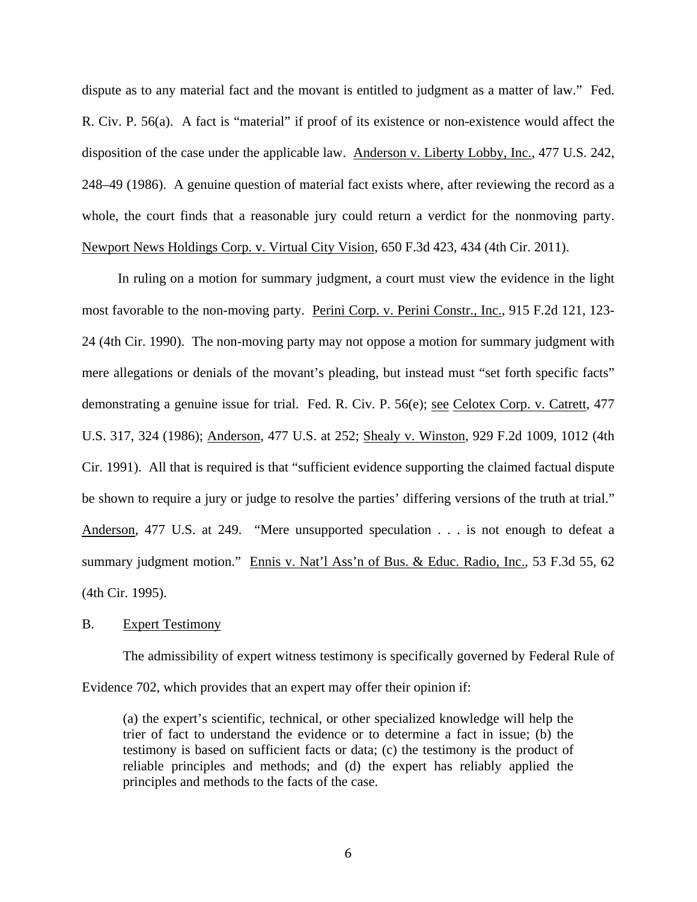dispute as to any material fact and the movant is entitled to judgment as a matter of law." Fed. R. Civ. P. 56(a). A fact is "material" if proof of its existence or non-existence would affect the disposition of the case under the applicable law. Anderson v. Liberty Lobby, Inc., 477 U.S. 242, 248–49 (1986). A genuine question of material fact exists where, after reviewing the record as a whole, the court finds that a reasonable jury could return a verdict for the nonmoving party. Newport News Holdings Corp. v. Virtual City Vision, 650 F.3d 423, 434 (4th Cir. 2011).

In ruling on a motion for summary judgment, a court must view the evidence in the light most favorable to the non-moving party. Perini Corp. v. Perini Constr., Inc., 915 F.2d 121, 123-24 (4th Cir. 1990). The non-moving party may not oppose a motion for summary judgment with mere allegations or denials of the movant's pleading, but instead must "set forth specific facts" demonstrating a genuine issue for trial. Fed. R. Civ. P. 56(e); see Celotex Corp. v. Catrett, 477 U.S. 317, 324 (1986); Anderson, 477 U.S. at 252; Shealy v. Winston, 929 F.2d 1009, 1012 (4th Cir. 1991). All that is required is that "sufficient evidence supporting the claimed factual dispute be shown to require a jury or judge to resolve the parties' differing versions of the truth at trial." Anderson, 477 U.S. at 249. "Mere unsupported speculation . . . is not enough to defeat a summary judgment motion." Ennis v. Nat'l Ass'n of Bus. & Educ. Radio, Inc., 53 F.3d 55, 62 (4th Cir. 1995).

B. Expert Testimony

The admissibility of expert witness testimony is specifically governed by Federal Rule of Evidence 702, which provides that an expert may offer their opinion if:

> (a) the expert's scientific, technical, or other specialized knowledge will help the trier of fact to understand the evidence or to determine a fact in issue; (b) the testimony is based on sufficient facts or data; (c) the testimony is the product of reliable principles and methods; and (d) the expert has reliably applied the principles and methods to the facts of the case.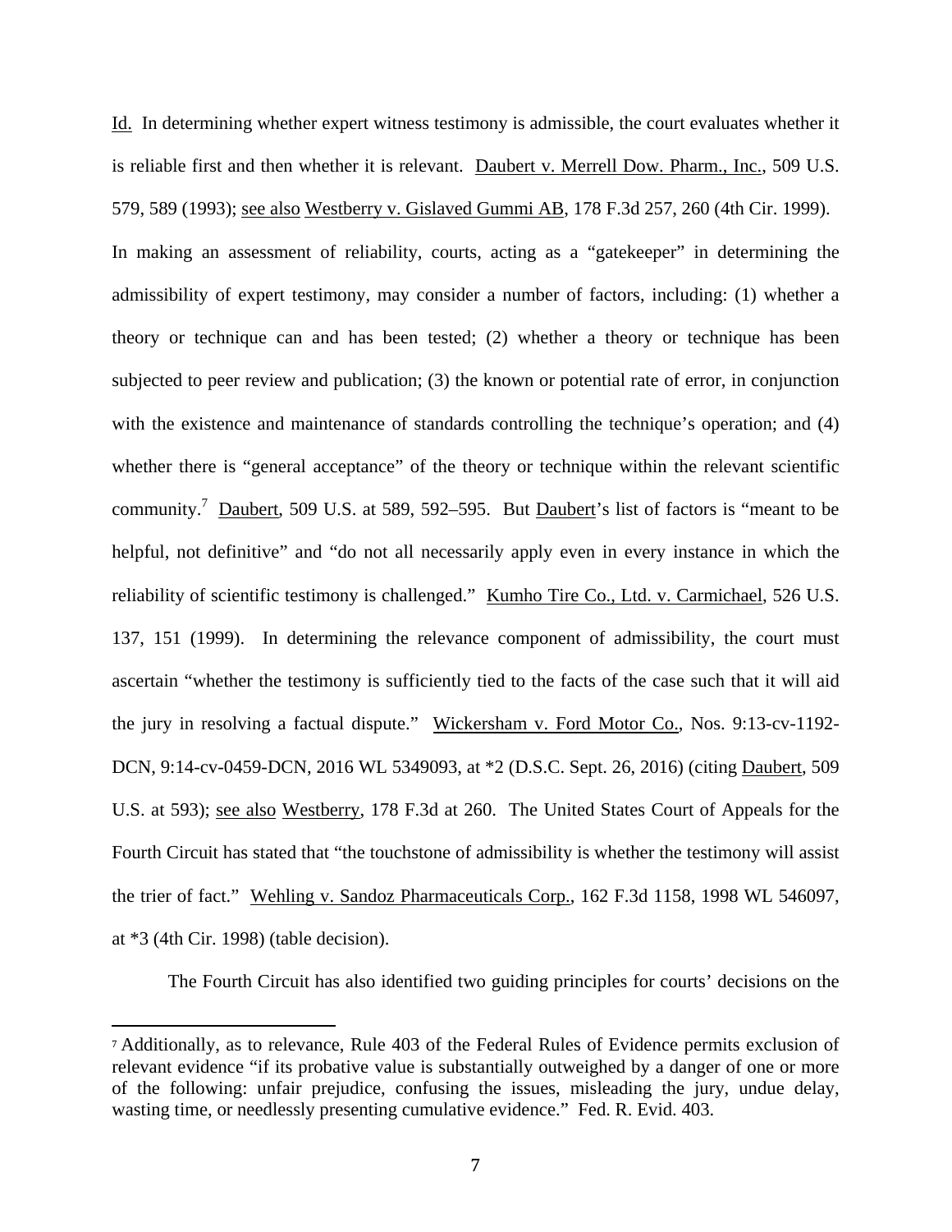Id. In determining whether expert witness testimony is admissible, the court evaluates whether it is reliable first and then whether it is relevant. Daubert v. Merrell Dow. Pharm., Inc., 509 U.S. 579, 589 (1993); see also Westberry v. Gislaved Gummi AB, 178 F.3d 257, 260 (4th Cir. 1999). In making an assessment of reliability, courts, acting as a "gatekeeper" in determining the admissibility of expert testimony, may consider a number of factors, including: (1) whether a theory or technique can and has been tested; (2) whether a theory or technique has been subjected to peer review and publication; (3) the known or potential rate of error, in conjunction with the existence and maintenance of standards controlling the technique's operation; and (4) whether there is "general acceptance" of the theory or technique within the relevant scientific community.[7] Daubert, 509 U.S. at 589, 592–595. But Daubert's list of factors is "meant to be helpful, not definitive" and "do not all necessarily apply even in every instance in which the reliability of scientific testimony is challenged." Kumho Tire Co., Ltd. v. Carmichael, 526 U.S. 137, 151 (1999). In determining the relevance component of admissibility, the court must ascertain "whether the testimony is sufficiently tied to the facts of the case such that it will aid the jury in resolving a factual dispute." Wickersham v. Ford Motor Co., Nos. 9:13-cv-1192-DCN, 9:14-cv-0459-DCN, 2016 WL 5349093, at *2 (D.S.C. Sept. 26, 2016) (citing Daubert, 509 U.S. at 593); see also Westberry, 178 F.3d at 260. The United States Court of Appeals for the Fourth Circuit has stated that "the touchstone of admissibility is whether the testimony will assist the trier of fact." Wehling v. Sandoz Pharmaceuticals Corp., 162 F.3d 1158, 1998 WL 546097, at *3 (4th Cir. 1998) (table decision).

The Fourth Circuit has also identified two guiding principles for courts' decisions on the

---

[7] Additionally, as to relevance, Rule 403 of the Federal Rules of Evidence permits exclusion of relevant evidence "if its probative value is substantially outweighed by a danger of one or more of the following: unfair prejudice, confusing the issues, misleading the jury, undue delay, wasting time, or needlessly presenting cumulative evidence." Fed. R. Evid. 403.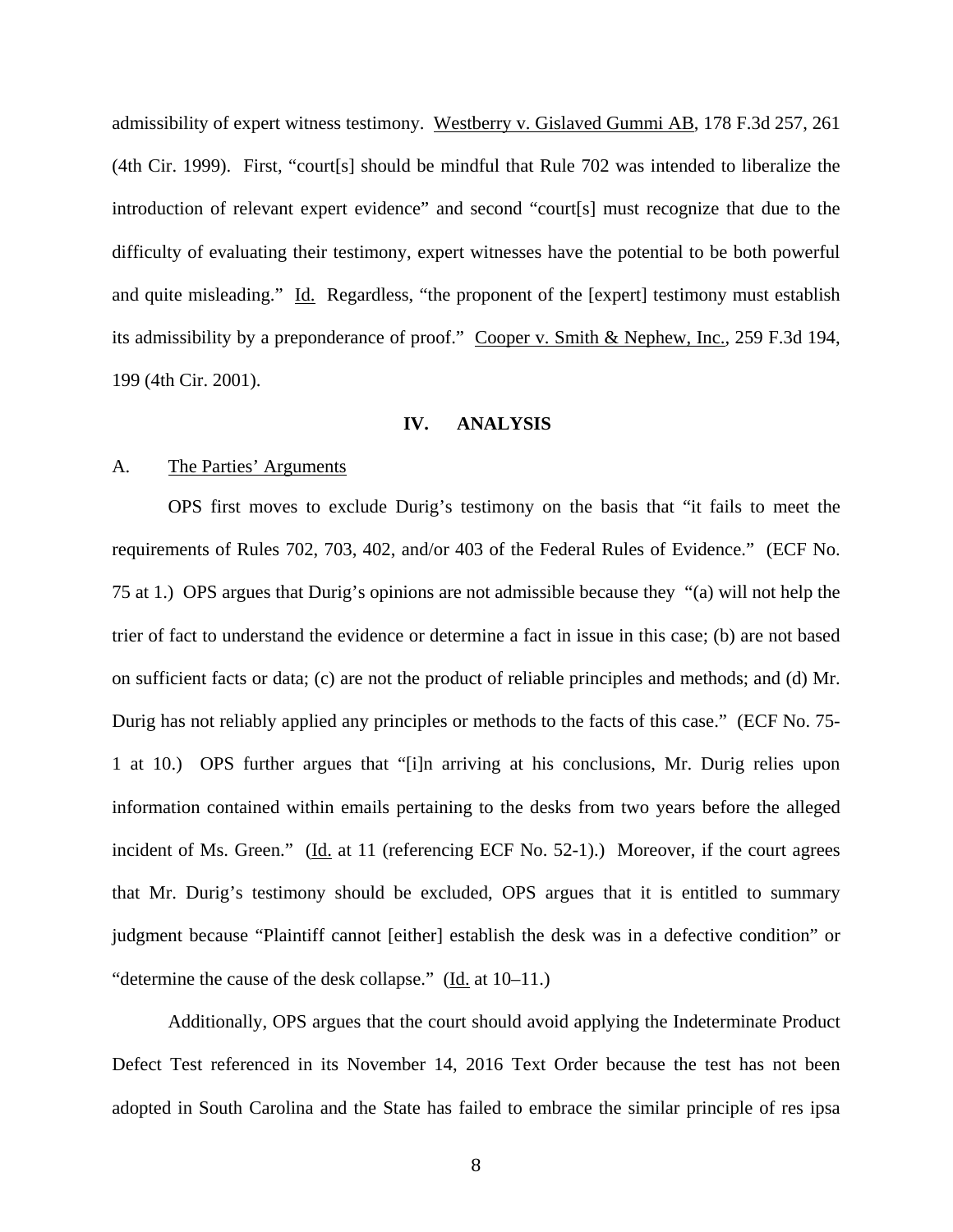admissibility of expert witness testimony. Westberry v. Gislaved Gummi AB, 178 F.3d 257, 261 (4th Cir. 1999). First, "court[s] should be mindful that Rule 702 was intended to liberalize the introduction of relevant expert evidence" and second "court[s] must recognize that due to the difficulty of evaluating their testimony, expert witnesses have the potential to be both powerful and quite misleading." Id. Regardless, "the proponent of the [expert] testimony must establish its admissibility by a preponderance of proof." Cooper v. Smith & Nephew, Inc., 259 F.3d 194, 199 (4th Cir. 2001).

## IV. ANALYSIS

### A. The Parties' Arguments

OPS first moves to exclude Durig's testimony on the basis that "it fails to meet the requirements of Rules 702, 703, 402, and/or 403 of the Federal Rules of Evidence." (ECF No. 75 at 1.) OPS argues that Durig's opinions are not admissible because they "(a) will not help the trier of fact to understand the evidence or determine a fact in issue in this case; (b) are not based on sufficient facts or data; (c) are not the product of reliable principles and methods; and (d) Mr. Durig has not reliably applied any principles or methods to the facts of this case." (ECF No. 75-1 at 10.) OPS further argues that "[i]n arriving at his conclusions, Mr. Durig relies upon information contained within emails pertaining to the desks from two years before the alleged incident of Ms. Green." (Id. at 11 (referencing ECF No. 52-1).) Moreover, if the court agrees that Mr. Durig's testimony should be excluded, OPS argues that it is entitled to summary judgment because "Plaintiff cannot [either] establish the desk was in a defective condition" or "determine the cause of the desk collapse." (Id. at 10–11.)

Additionally, OPS argues that the court should avoid applying the Indeterminate Product Defect Test referenced in its November 14, 2016 Text Order because the test has not been adopted in South Carolina and the State has failed to embrace the similar principle of res ipsa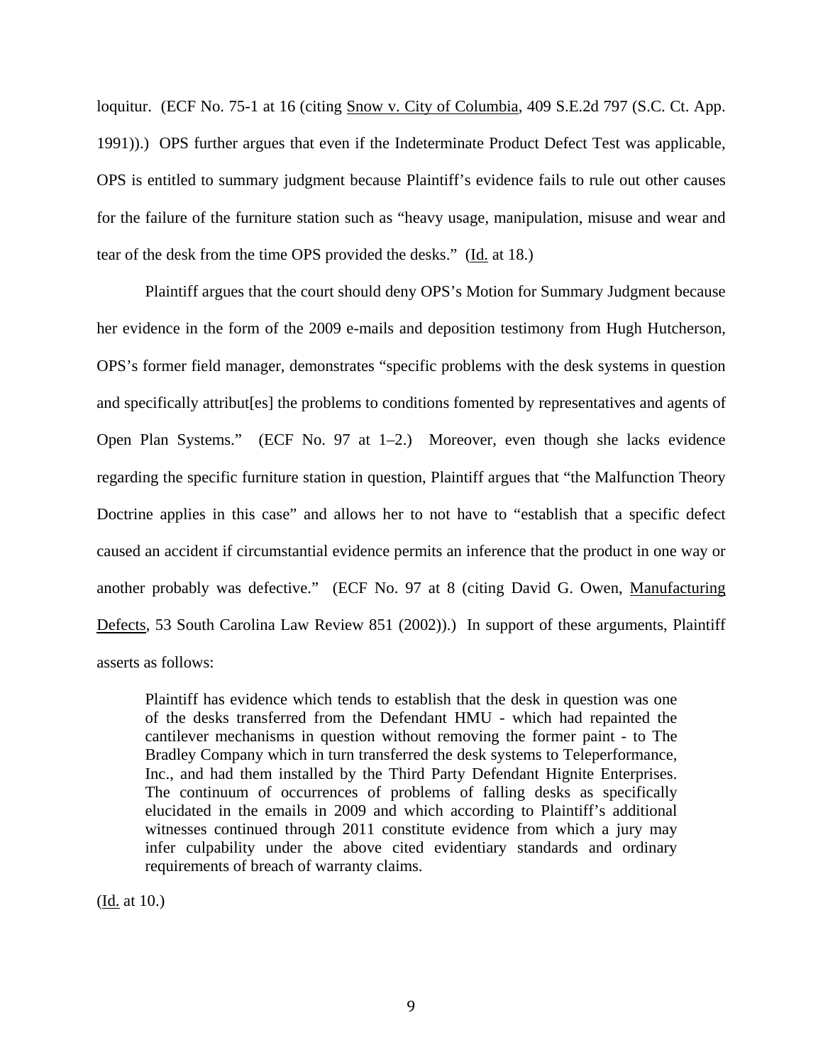loquitur. (ECF No. 75-1 at 16 (citing Snow v. City of Columbia, 409 S.E.2d 797 (S.C. Ct. App. 1991)).) OPS further argues that even if the Indeterminate Product Defect Test was applicable, OPS is entitled to summary judgment because Plaintiff's evidence fails to rule out other causes for the failure of the furniture station such as "heavy usage, manipulation, misuse and wear and tear of the desk from the time OPS provided the desks." (Id. at 18.)

Plaintiff argues that the court should deny OPS's Motion for Summary Judgment because her evidence in the form of the 2009 e-mails and deposition testimony from Hugh Hutcherson, OPS's former field manager, demonstrates "specific problems with the desk systems in question and specifically attribut[es] the problems to conditions fomented by representatives and agents of Open Plan Systems." (ECF No. 97 at 1–2.) Moreover, even though she lacks evidence regarding the specific furniture station in question, Plaintiff argues that "the Malfunction Theory Doctrine applies in this case" and allows her to not have to "establish that a specific defect caused an accident if circumstantial evidence permits an inference that the product in one way or another probably was defective." (ECF No. 97 at 8 (citing David G. Owen, Manufacturing Defects, 53 South Carolina Law Review 851 (2002)).) In support of these arguments, Plaintiff asserts as follows:

> Plaintiff has evidence which tends to establish that the desk in question was one of the desks transferred from the Defendant HMU - which had repainted the cantilever mechanisms in question without removing the former paint - to The Bradley Company which in turn transferred the desk systems to Teleperformance, Inc., and had them installed by the Third Party Defendant Hignite Enterprises. The continuum of occurrences of problems of falling desks as specifically elucidated in the emails in 2009 and which according to Plaintiff's additional witnesses continued through 2011 constitute evidence from which a jury may infer culpability under the above cited evidentiary standards and ordinary requirements of breach of warranty claims.

(Id. at 10.)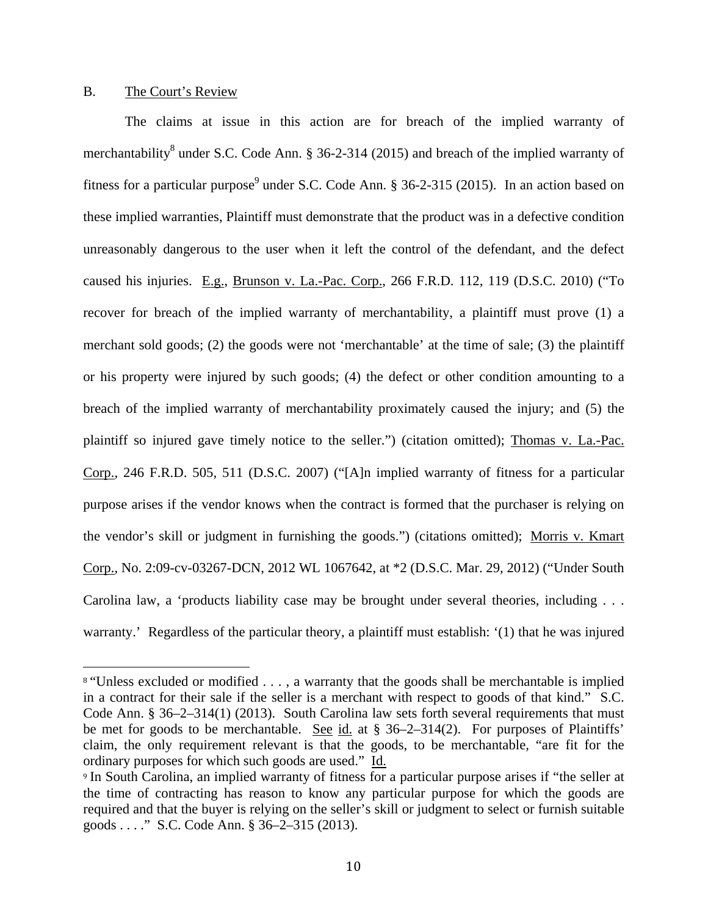B. <u>The Court's Review</u>

The claims at issue in this action are for breach of the implied warranty of merchantability[8] under S.C. Code Ann. § 36-2-314 (2015) and breach of the implied warranty of fitness for a particular purpose[9] under S.C. Code Ann. § 36-2-315 (2015). In an action based on these implied warranties, Plaintiff must demonstrate that the product was in a defective condition unreasonably dangerous to the user when it left the control of the defendant, and the defect caused his injuries. <u>E.g.</u>, <u>Brunson v. La.-Pac. Corp.</u>, 266 F.R.D. 112, 119 (D.S.C. 2010) ("To recover for breach of the implied warranty of merchantability, a plaintiff must prove (1) a merchant sold goods; (2) the goods were not 'merchantable' at the time of sale; (3) the plaintiff or his property were injured by such goods; (4) the defect or other condition amounting to a breach of the implied warranty of merchantability proximately caused the injury; and (5) the plaintiff so injured gave timely notice to the seller.") (citation omitted); <u>Thomas v. La.-Pac. Corp.</u>, 246 F.R.D. 505, 511 (D.S.C. 2007) ("[A]n implied warranty of fitness for a particular purpose arises if the vendor knows when the contract is formed that the purchaser is relying on the vendor's skill or judgment in furnishing the goods.") (citations omitted); <u>Morris v. Kmart Corp.</u>, No. 2:09-cv-03267-DCN, 2012 WL 1067642, at *2 (D.S.C. Mar. 29, 2012) ("Under South Carolina law, a 'products liability case may be brought under several theories, including . . . warranty.' Regardless of the particular theory, a plaintiff must establish: '(1) that he was injured

---

[8] "Unless excluded or modified . . . , a warranty that the goods shall be merchantable is implied in a contract for their sale if the seller is a merchant with respect to goods of that kind." S.C. Code Ann. § 36–2–314(1) (2013). South Carolina law sets forth several requirements that must be met for goods to be merchantable. <u>See</u> <u>id.</u> at § 36–2–314(2). For purposes of Plaintiffs' claim, the only requirement relevant is that the goods, to be merchantable, "are fit for the ordinary purposes for which such goods are used." <u>Id.</u>

[9] In South Carolina, an implied warranty of fitness for a particular purpose arises if "the seller at the time of contracting has reason to know any particular purpose for which the goods are required and that the buyer is relying on the seller's skill or judgment to select or furnish suitable goods . . . ." S.C. Code Ann. § 36–2–315 (2013).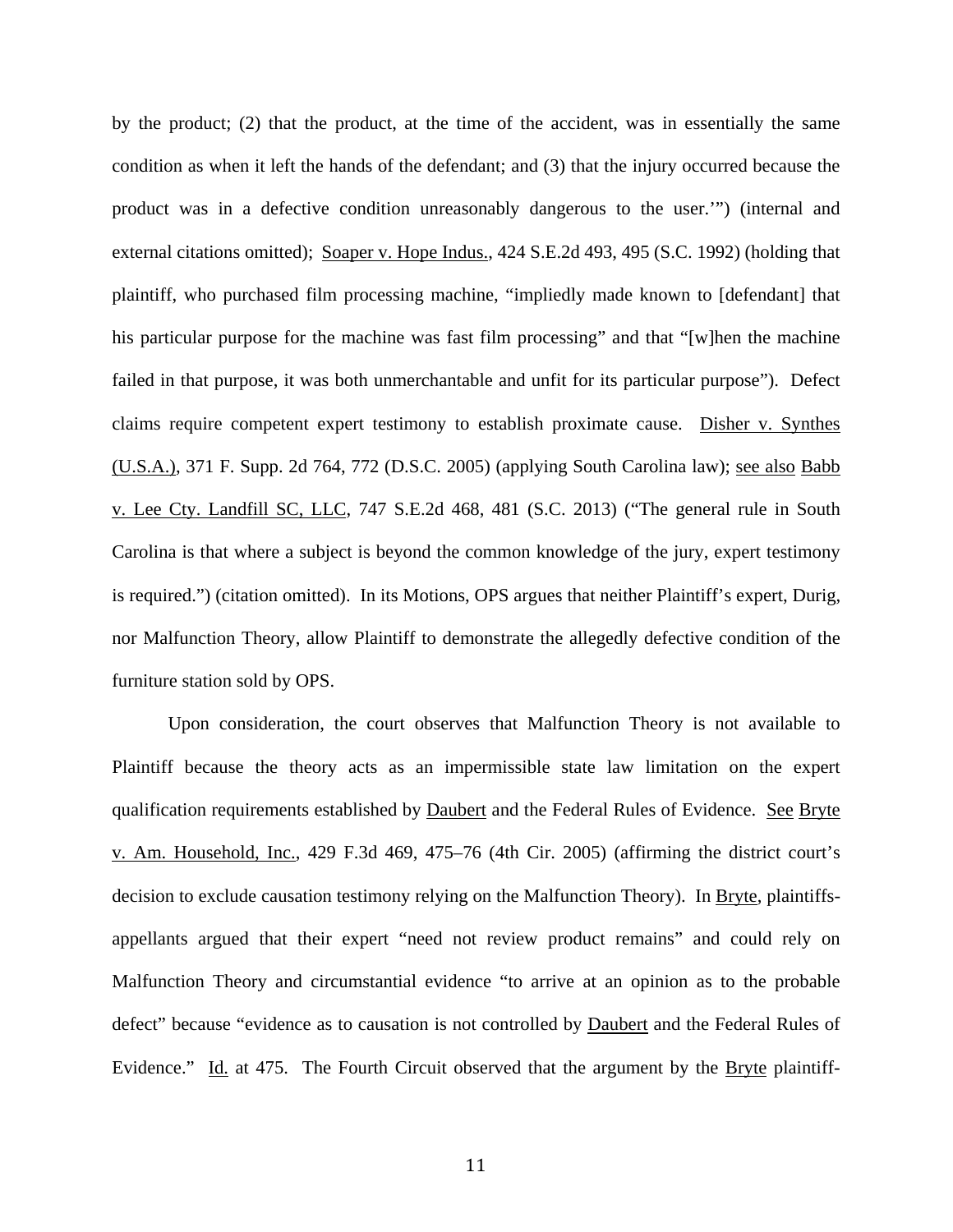by the product; (2) that the product, at the time of the accident, was in essentially the same condition as when it left the hands of the defendant; and (3) that the injury occurred because the product was in a defective condition unreasonably dangerous to the user.'") (internal and external citations omitted); Soaper v. Hope Indus., 424 S.E.2d 493, 495 (S.C. 1992) (holding that plaintiff, who purchased film processing machine, "impliedly made known to [defendant] that his particular purpose for the machine was fast film processing" and that "[w]hen the machine failed in that purpose, it was both unmerchantable and unfit for its particular purpose"). Defect claims require competent expert testimony to establish proximate cause. Disher v. Synthes (U.S.A.), 371 F. Supp. 2d 764, 772 (D.S.C. 2005) (applying South Carolina law); see also Babb v. Lee Cty. Landfill SC, LLC, 747 S.E.2d 468, 481 (S.C. 2013) ("The general rule in South Carolina is that where a subject is beyond the common knowledge of the jury, expert testimony is required.") (citation omitted). In its Motions, OPS argues that neither Plaintiff's expert, Durig, nor Malfunction Theory, allow Plaintiff to demonstrate the allegedly defective condition of the furniture station sold by OPS.

Upon consideration, the court observes that Malfunction Theory is not available to Plaintiff because the theory acts as an impermissible state law limitation on the expert qualification requirements established by Daubert and the Federal Rules of Evidence. See Bryte v. Am. Household, Inc., 429 F.3d 469, 475–76 (4th Cir. 2005) (affirming the district court's decision to exclude causation testimony relying on the Malfunction Theory). In Bryte, plaintiffs-appellants argued that their expert "need not review product remains" and could rely on Malfunction Theory and circumstantial evidence "to arrive at an opinion as to the probable defect" because "evidence as to causation is not controlled by Daubert and the Federal Rules of Evidence." Id. at 475. The Fourth Circuit observed that the argument by the Bryte plaintiff-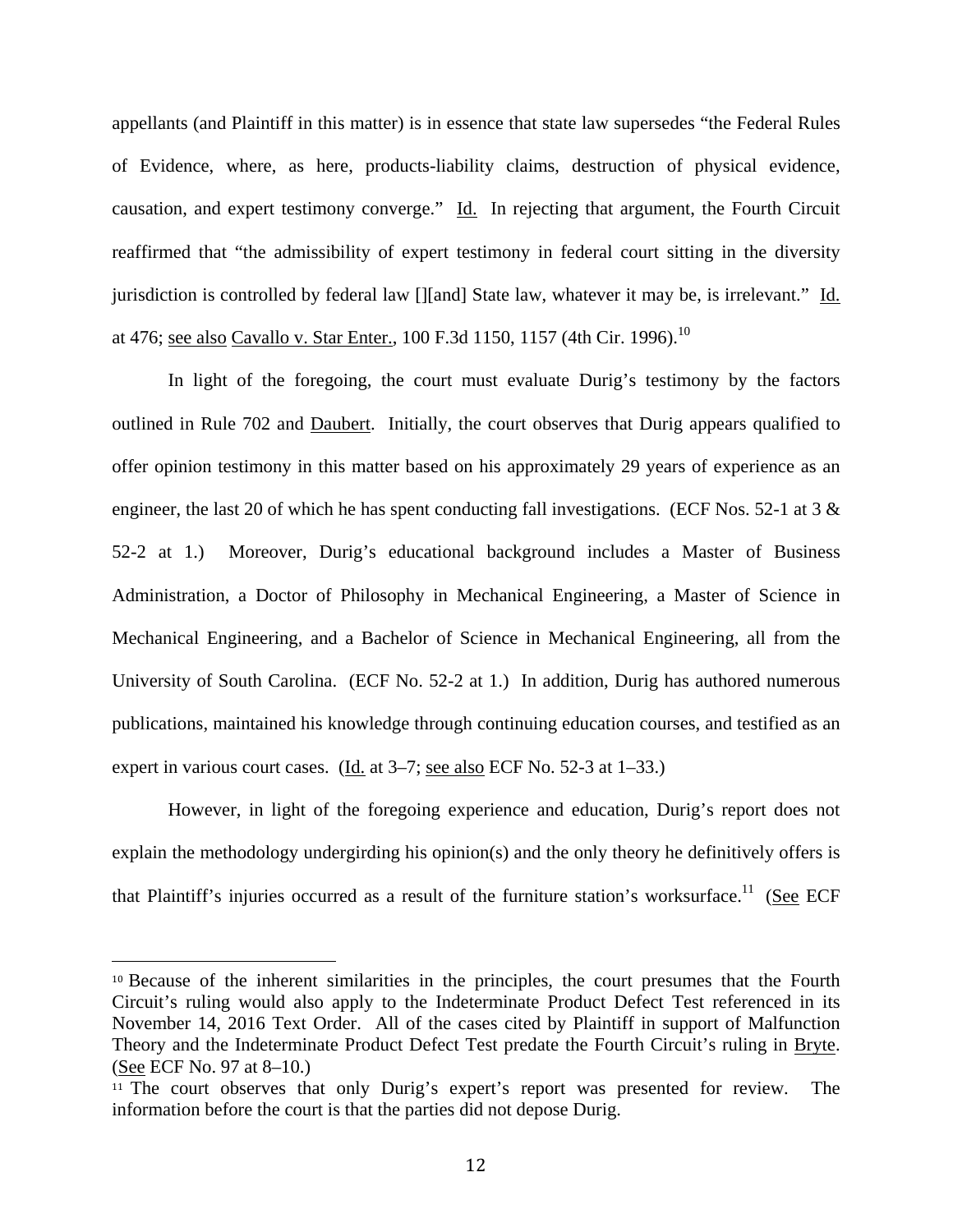appellants (and Plaintiff in this matter) is in essence that state law supersedes "the Federal Rules of Evidence, where, as here, products-liability claims, destruction of physical evidence, causation, and expert testimony converge." Id. In rejecting that argument, the Fourth Circuit reaffirmed that "the admissibility of expert testimony in federal court sitting in the diversity jurisdiction is controlled by federal law [][and] State law, whatever it may be, is irrelevant." Id. at 476; see also Cavallo v. Star Enter., 100 F.3d 1150, 1157 (4th Cir. 1996).[10]

In light of the foregoing, the court must evaluate Durig's testimony by the factors outlined in Rule 702 and Daubert. Initially, the court observes that Durig appears qualified to offer opinion testimony in this matter based on his approximately 29 years of experience as an engineer, the last 20 of which he has spent conducting fall investigations. (ECF Nos. 52-1 at 3 & 52-2 at 1.) Moreover, Durig's educational background includes a Master of Business Administration, a Doctor of Philosophy in Mechanical Engineering, a Master of Science in Mechanical Engineering, and a Bachelor of Science in Mechanical Engineering, all from the University of South Carolina. (ECF No. 52-2 at 1.) In addition, Durig has authored numerous publications, maintained his knowledge through continuing education courses, and testified as an expert in various court cases. (Id. at 3–7; see also ECF No. 52-3 at 1–33.)

However, in light of the foregoing experience and education, Durig's report does not explain the methodology undergirding his opinion(s) and the only theory he definitively offers is that Plaintiff's injuries occurred as a result of the furniture station's worksurface.[11] (See ECF

---

[10] Because of the inherent similarities in the principles, the court presumes that the Fourth Circuit's ruling would also apply to the Indeterminate Product Defect Test referenced in its November 14, 2016 Text Order. All of the cases cited by Plaintiff in support of Malfunction Theory and the Indeterminate Product Defect Test predate the Fourth Circuit's ruling in Bryte. (See ECF No. 97 at 8–10.)

[11] The court observes that only Durig's expert's report was presented for review. The information before the court is that the parties did not depose Durig.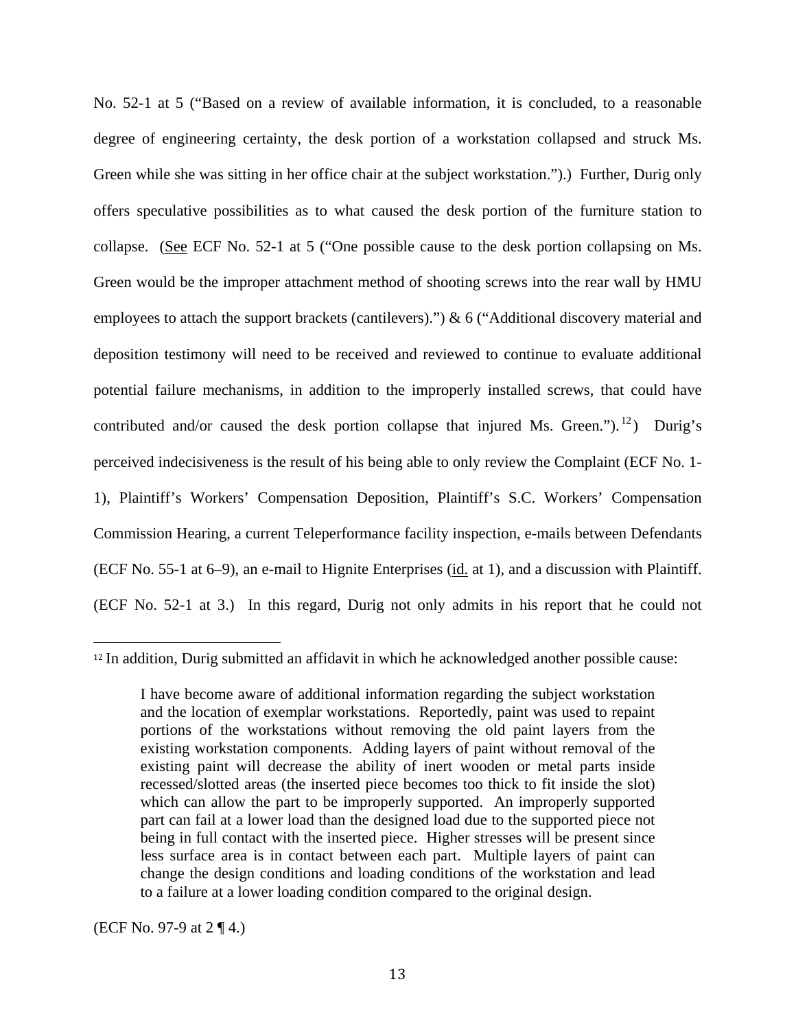No. 52-1 at 5 ("Based on a review of available information, it is concluded, to a reasonable degree of engineering certainty, the desk portion of a workstation collapsed and struck Ms. Green while she was sitting in her office chair at the subject workstation.").) Further, Durig only offers speculative possibilities as to what caused the desk portion of the furniture station to collapse. (See ECF No. 52-1 at 5 ("One possible cause to the desk portion collapsing on Ms. Green would be the improper attachment method of shooting screws into the rear wall by HMU employees to attach the support brackets (cantilevers).") & 6 ("Additional discovery material and deposition testimony will need to be received and reviewed to continue to evaluate additional potential failure mechanisms, in addition to the improperly installed screws, that could have contributed and/or caused the desk portion collapse that injured Ms. Green.").[12]) Durig's perceived indecisiveness is the result of his being able to only review the Complaint (ECF No. 1-1), Plaintiff's Workers' Compensation Deposition, Plaintiff's S.C. Workers' Compensation Commission Hearing, a current Teleperformance facility inspection, e-mails between Defendants (ECF No. 55-1 at 6–9), an e-mail to Hignite Enterprises (id. at 1), and a discussion with Plaintiff. (ECF No. 52-1 at 3.) In this regard, Durig not only admits in his report that he could not

---

[12] In addition, Durig submitted an affidavit in which he acknowledged another possible cause:

> I have become aware of additional information regarding the subject workstation and the location of exemplar workstations. Reportedly, paint was used to repaint portions of the workstations without removing the old paint layers from the existing workstation components. Adding layers of paint without removal of the existing paint will decrease the ability of inert wooden or metal parts inside recessed/slotted areas (the inserted piece becomes too thick to fit inside the slot) which can allow the part to be improperly supported. An improperly supported part can fail at a lower load than the designed load due to the supported piece not being in full contact with the inserted piece. Higher stresses will be present since less surface area is in contact between each part. Multiple layers of paint can change the design conditions and loading conditions of the workstation and lead to a failure at a lower loading condition compared to the original design.

(ECF No. 97-9 at 2 ¶ 4.)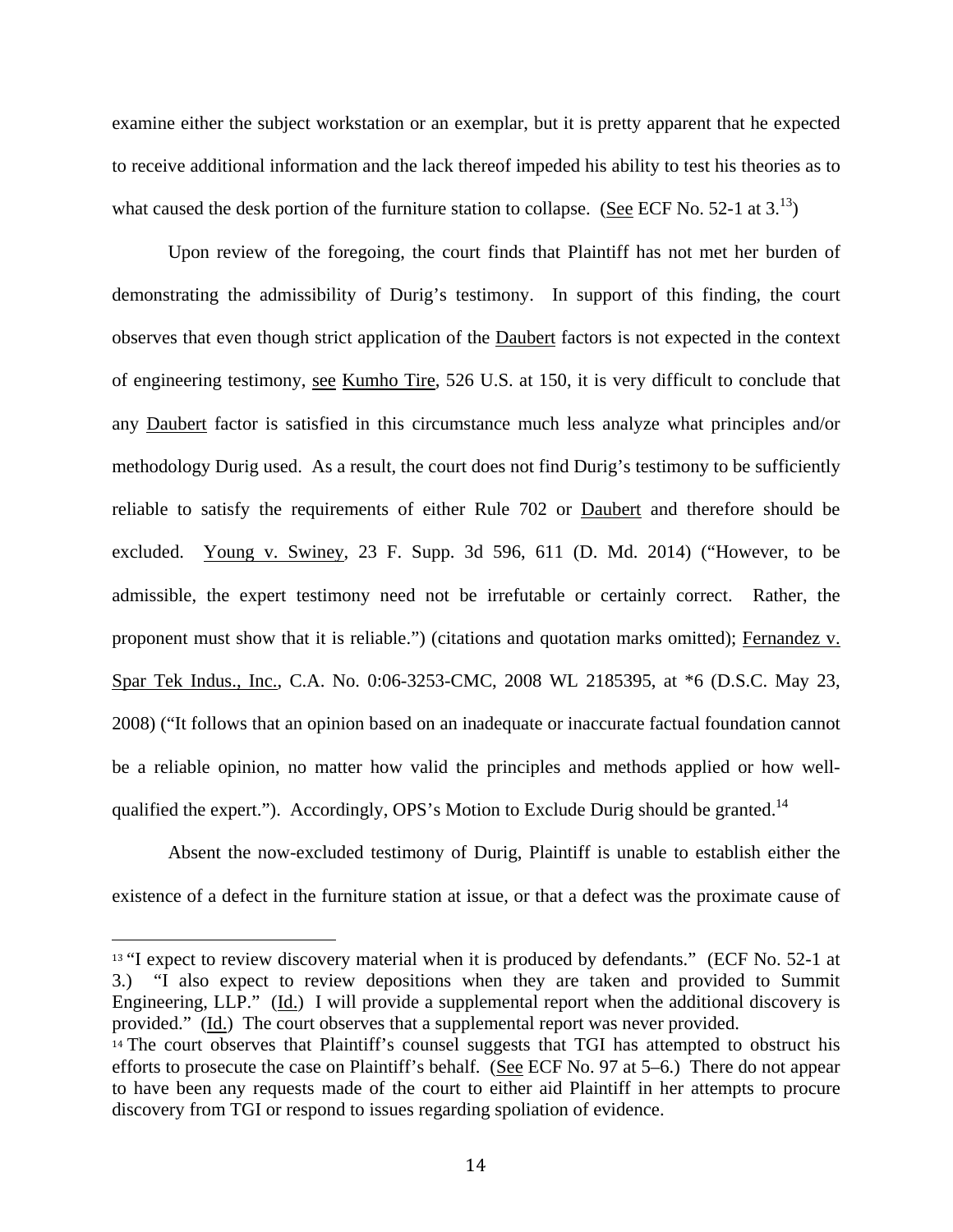examine either the subject workstation or an exemplar, but it is pretty apparent that he expected to receive additional information and the lack thereof impeded his ability to test his theories as to what caused the desk portion of the furniture station to collapse. (See ECF No. 52-1 at 3.[13])

Upon review of the foregoing, the court finds that Plaintiff has not met her burden of demonstrating the admissibility of Durig's testimony. In support of this finding, the court observes that even though strict application of the Daubert factors is not expected in the context of engineering testimony, see Kumho Tire, 526 U.S. at 150, it is very difficult to conclude that any Daubert factor is satisfied in this circumstance much less analyze what principles and/or methodology Durig used. As a result, the court does not find Durig's testimony to be sufficiently reliable to satisfy the requirements of either Rule 702 or Daubert and therefore should be excluded. Young v. Swiney, 23 F. Supp. 3d 596, 611 (D. Md. 2014) ("However, to be admissible, the expert testimony need not be irrefutable or certainly correct. Rather, the proponent must show that it is reliable.") (citations and quotation marks omitted); Fernandez v. Spar Tek Indus., Inc., C.A. No. 0:06-3253-CMC, 2008 WL 2185395, at *6 (D.S.C. May 23, 2008) ("It follows that an opinion based on an inadequate or inaccurate factual foundation cannot be a reliable opinion, no matter how valid the principles and methods applied or how well-qualified the expert."). Accordingly, OPS's Motion to Exclude Durig should be granted.[14]

Absent the now-excluded testimony of Durig, Plaintiff is unable to establish either the existence of a defect in the furniture station at issue, or that a defect was the proximate cause of

---

[13] "I expect to review discovery material when it is produced by defendants." (ECF No. 52-1 at 3.) "I also expect to review depositions when they are taken and provided to Summit Engineering, LLP." (Id.) I will provide a supplemental report when the additional discovery is provided." (Id.) The court observes that a supplemental report was never provided.

[14] The court observes that Plaintiff's counsel suggests that TGI has attempted to obstruct his efforts to prosecute the case on Plaintiff's behalf. (See ECF No. 97 at 5–6.) There do not appear to have been any requests made of the court to either aid Plaintiff in her attempts to procure discovery from TGI or respond to issues regarding spoliation of evidence.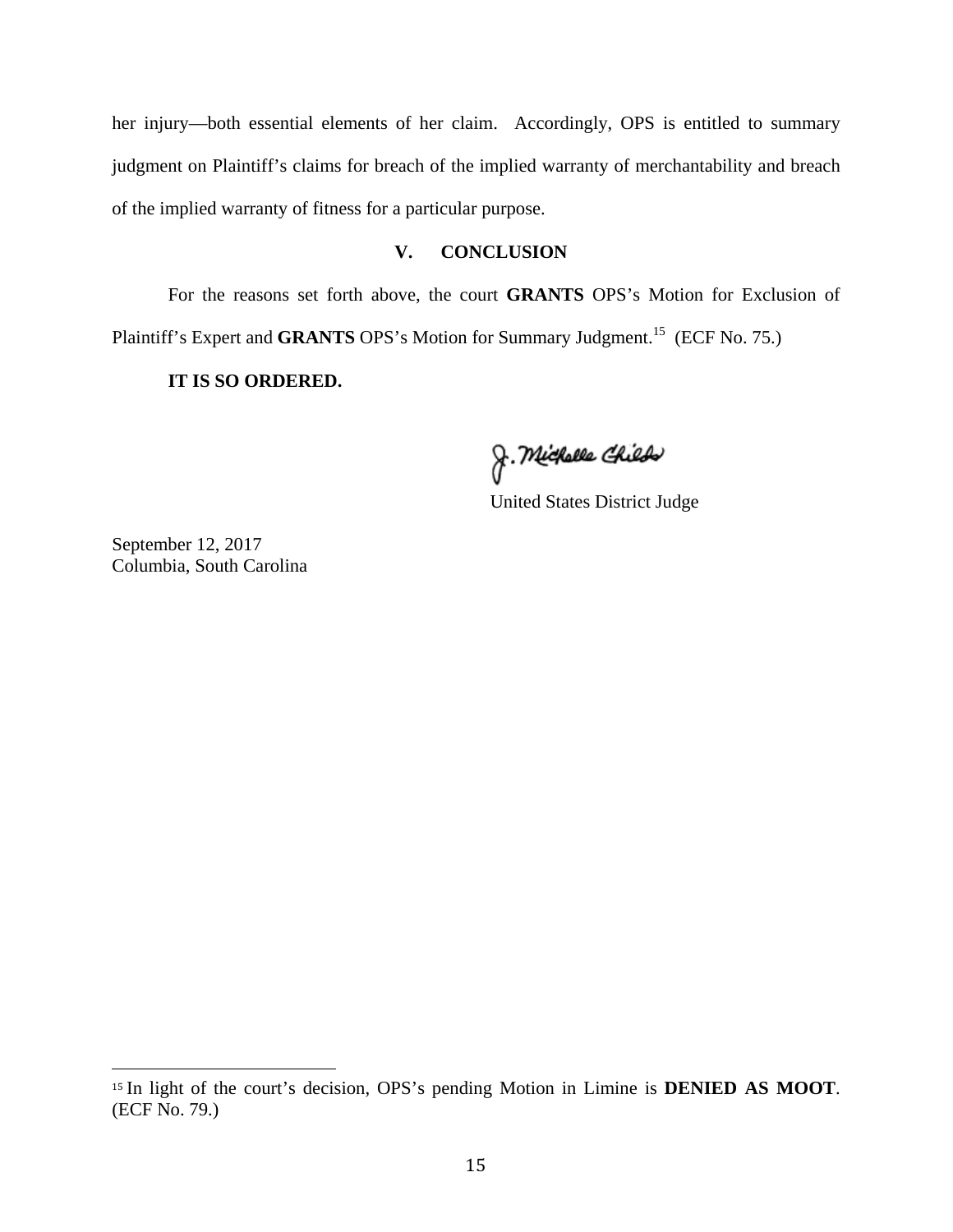her injury—both essential elements of her claim. Accordingly, OPS is entitled to summary judgment on Plaintiff's claims for breach of the implied warranty of merchantability and breach of the implied warranty of fitness for a particular purpose.

## V. CONCLUSION

For the reasons set forth above, the court **GRANTS** OPS's Motion for Exclusion of Plaintiff's Expert and **GRANTS** OPS's Motion for Summary Judgment.[15] (ECF No. 75.)

**IT IS SO ORDERED.**

J. Michelle Childs

United States District Judge

September 12, 2017
Columbia, South Carolina

---

[15] In light of the court's decision, OPS's pending Motion in Limine is **DENIED AS MOOT**. (ECF No. 79.)